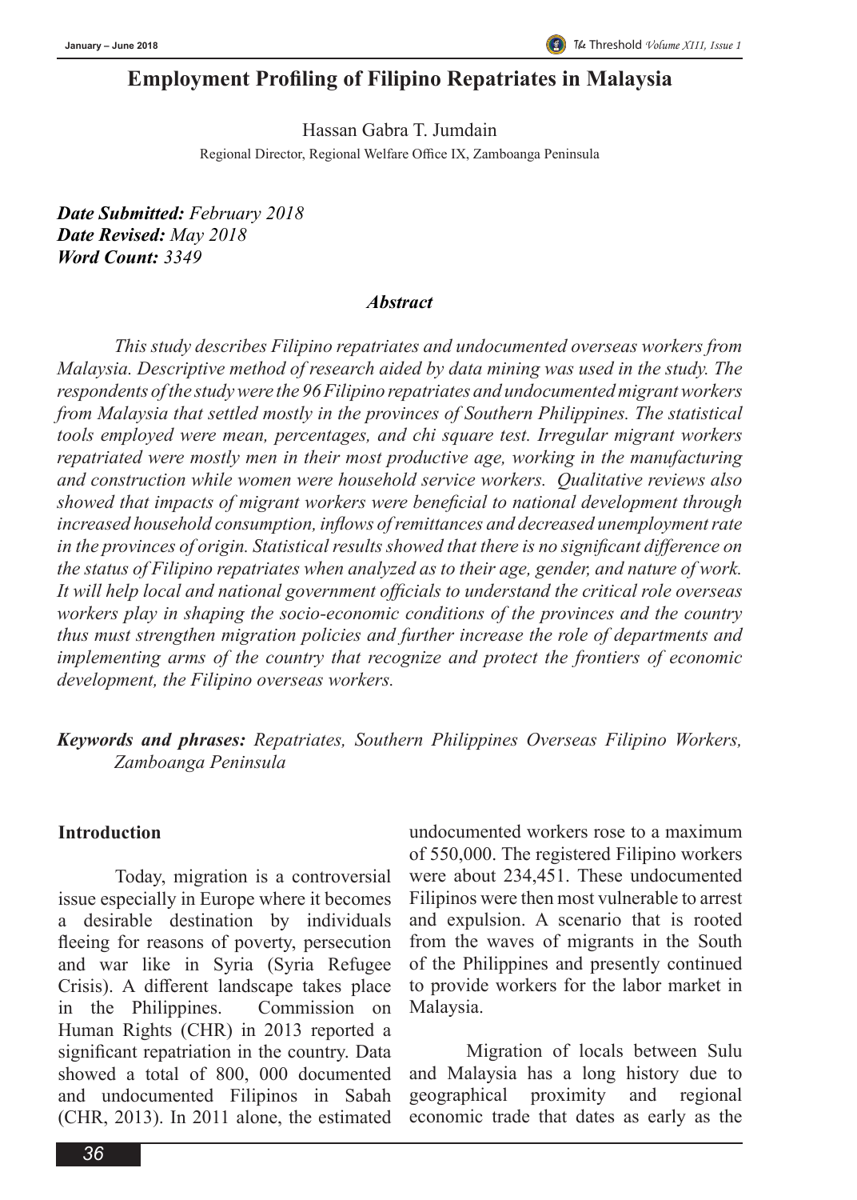# Employment Profiling of Filipino Repatriates in Malaysia

Hassan Gabra T. Jumdain

Regional Director, Regional Welfare Office IX, Zamboanga Peninsula

***Date Submitted:*** *February 2018*
***Date Revised:*** *May 2018*
***Word Count:*** *3349*

### *Abstract*

*This study describes Filipino repatriates and undocumented overseas workers from Malaysia. Descriptive method of research aided by data mining was used in the study. The respondents of the study were the 96 Filipino repatriates and undocumented migrant workers from Malaysia that settled mostly in the provinces of Southern Philippines. The statistical tools employed were mean, percentages, and chi square test. Irregular migrant workers repatriated were mostly men in their most productive age, working in the manufacturing and construction while women were household service workers. Qualitative reviews also showed that impacts of migrant workers were beneficial to national development through increased household consumption, inflows of remittances and decreased unemployment rate in the provinces of origin. Statistical results showed that there is no significant difference on the status of Filipino repatriates when analyzed as to their age, gender, and nature of work. It will help local and national government officials to understand the critical role overseas workers play in shaping the socio-economic conditions of the provinces and the country thus must strengthen migration policies and further increase the role of departments and implementing arms of the country that recognize and protect the frontiers of economic development, the Filipino overseas workers.*

***Keywords and phrases:*** *Repatriates, Southern Philippines Overseas Filipino Workers, Zamboanga Peninsula*

## Introduction

Today, migration is a controversial issue especially in Europe where it becomes a desirable destination by individuals fleeing for reasons of poverty, persecution and war like in Syria (Syria Refugee Crisis). A different landscape takes place in the Philippines. Commission on Human Rights (CHR) in 2013 reported a significant repatriation in the country. Data showed a total of 800, 000 documented and undocumented Filipinos in Sabah (CHR, 2013). In 2011 alone, the estimated undocumented workers rose to a maximum of 550,000. The registered Filipino workers were about 234,451. These undocumented Filipinos were then most vulnerable to arrest and expulsion. A scenario that is rooted from the waves of migrants in the South of the Philippines and presently continued to provide workers for the labor market in Malaysia.

Migration of locals between Sulu and Malaysia has a long history due to geographical proximity and regional economic trade that dates as early as the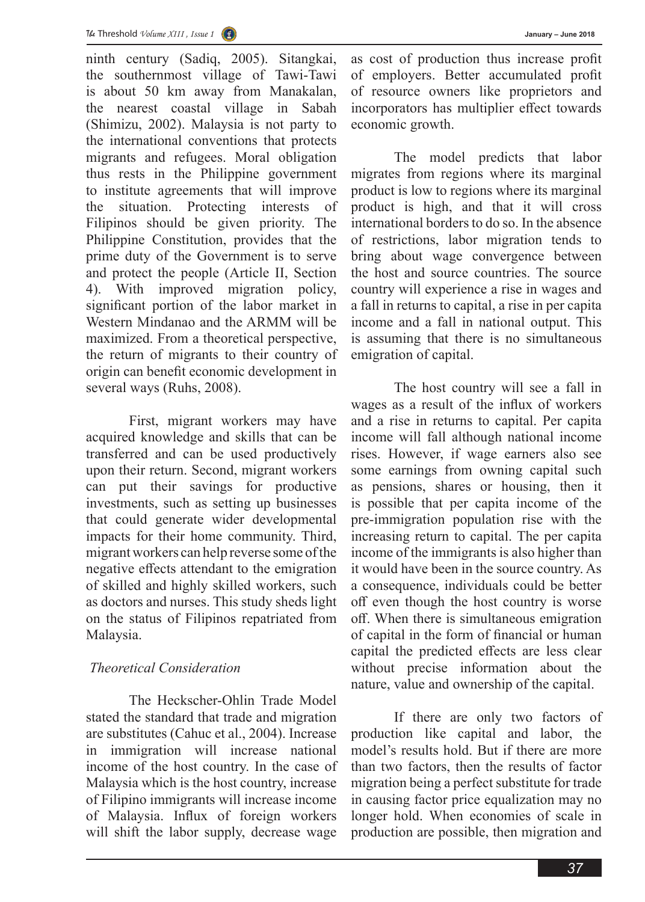ninth century (Sadiq, 2005). Sitangkai, the southernmost village of Tawi-Tawi is about 50 km away from Manakalan, the nearest coastal village in Sabah (Shimizu, 2002). Malaysia is not party to the international conventions that protects migrants and refugees. Moral obligation thus rests in the Philippine government to institute agreements that will improve the situation. Protecting interests of Filipinos should be given priority. The Philippine Constitution, provides that the prime duty of the Government is to serve and protect the people (Article II, Section 4). With improved migration policy, significant portion of the labor market in Western Mindanao and the ARMM will be maximized. From a theoretical perspective, the return of migrants to their country of origin can benefit economic development in several ways (Ruhs, 2008).

First, migrant workers may have acquired knowledge and skills that can be transferred and can be used productively upon their return. Second, migrant workers can put their savings for productive investments, such as setting up businesses that could generate wider developmental impacts for their home community. Third, migrant workers can help reverse some of the negative effects attendant to the emigration of skilled and highly skilled workers, such as doctors and nurses. This study sheds light on the status of Filipinos repatriated from Malaysia.

## *Theoretical Consideration*

The Heckscher-Ohlin Trade Model stated the standard that trade and migration are substitutes (Cahuc et al., 2004). Increase in immigration will increase national income of the host country. In the case of Malaysia which is the host country, increase of Filipino immigrants will increase income of Malaysia. Influx of foreign workers will shift the labor supply, decrease wage as cost of production thus increase profit of employers. Better accumulated profit of resource owners like proprietors and incorporators has multiplier effect towards economic growth.

The model predicts that labor migrates from regions where its marginal product is low to regions where its marginal product is high, and that it will cross international borders to do so. In the absence of restrictions, labor migration tends to bring about wage convergence between the host and source countries. The source country will experience a rise in wages and a fall in returns to capital, a rise in per capita income and a fall in national output. This is assuming that there is no simultaneous emigration of capital.

The host country will see a fall in wages as a result of the influx of workers and a rise in returns to capital. Per capita income will fall although national income rises. However, if wage earners also see some earnings from owning capital such as pensions, shares or housing, then it is possible that per capita income of the pre-immigration population rise with the increasing return to capital. The per capita income of the immigrants is also higher than it would have been in the source country. As a consequence, individuals could be better off even though the host country is worse off. When there is simultaneous emigration of capital in the form of financial or human capital the predicted effects are less clear without precise information about the nature, value and ownership of the capital.

If there are only two factors of production like capital and labor, the model's results hold. But if there are more than two factors, then the results of factor migration being a perfect substitute for trade in causing factor price equalization may no longer hold. When economies of scale in production are possible, then migration and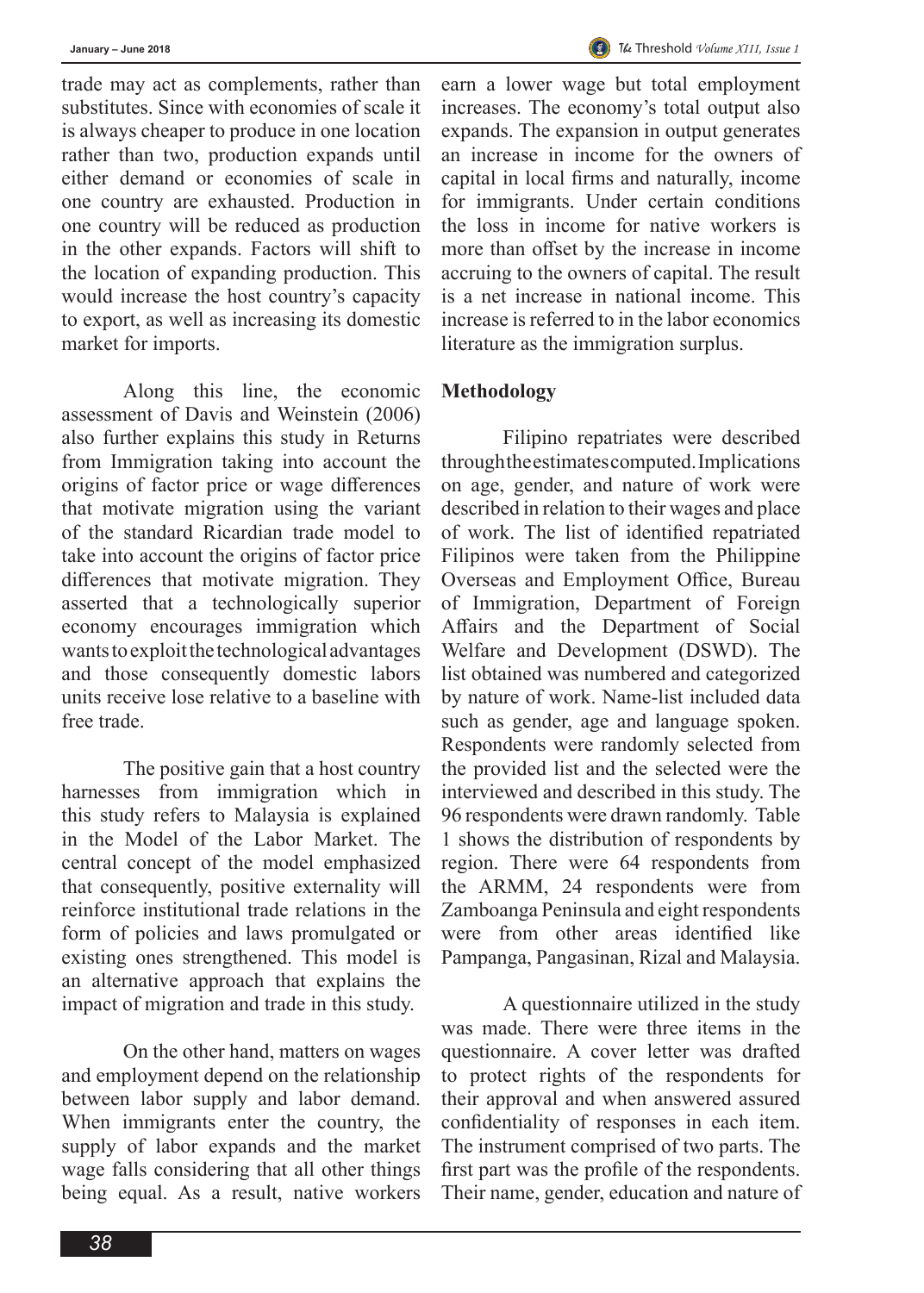trade may act as complements, rather than substitutes. Since with economies of scale it is always cheaper to produce in one location rather than two, production expands until either demand or economies of scale in one country are exhausted. Production in one country will be reduced as production in the other expands. Factors will shift to the location of expanding production. This would increase the host country's capacity to export, as well as increasing its domestic market for imports.

Along this line, the economic assessment of Davis and Weinstein (2006) also further explains this study in Returns from Immigration taking into account the origins of factor price or wage differences that motivate migration using the variant of the standard Ricardian trade model to take into account the origins of factor price differences that motivate migration. They asserted that a technologically superior economy encourages immigration which wants to exploit the technological advantages and those consequently domestic labors units receive lose relative to a baseline with free trade.

The positive gain that a host country harnesses from immigration which in this study refers to Malaysia is explained in the Model of the Labor Market. The central concept of the model emphasized that consequently, positive externality will reinforce institutional trade relations in the form of policies and laws promulgated or existing ones strengthened. This model is an alternative approach that explains the impact of migration and trade in this study.

On the other hand, matters on wages and employment depend on the relationship between labor supply and labor demand. When immigrants enter the country, the supply of labor expands and the market wage falls considering that all other things being equal. As a result, native workers earn a lower wage but total employment increases. The economy's total output also expands. The expansion in output generates an increase in income for the owners of capital in local firms and naturally, income for immigrants. Under certain conditions the loss in income for native workers is more than offset by the increase in income accruing to the owners of capital. The result is a net increase in national income. This increase is referred to in the labor economics literature as the immigration surplus.

## Methodology

Filipino repatriates were described through the estimates computed. Implications on age, gender, and nature of work were described in relation to their wages and place of work. The list of identified repatriated Filipinos were taken from the Philippine Overseas and Employment Office, Bureau of Immigration, Department of Foreign Affairs and the Department of Social Welfare and Development (DSWD). The list obtained was numbered and categorized by nature of work. Name-list included data such as gender, age and language spoken. Respondents were randomly selected from the provided list and the selected were the interviewed and described in this study. The 96 respondents were drawn randomly. Table 1 shows the distribution of respondents by region. There were 64 respondents from the ARMM, 24 respondents were from Zamboanga Peninsula and eight respondents were from other areas identified like Pampanga, Pangasinan, Rizal and Malaysia.

A questionnaire utilized in the study was made. There were three items in the questionnaire. A cover letter was drafted to protect rights of the respondents for their approval and when answered assured confidentiality of responses in each item. The instrument comprised of two parts. The first part was the profile of the respondents. Their name, gender, education and nature of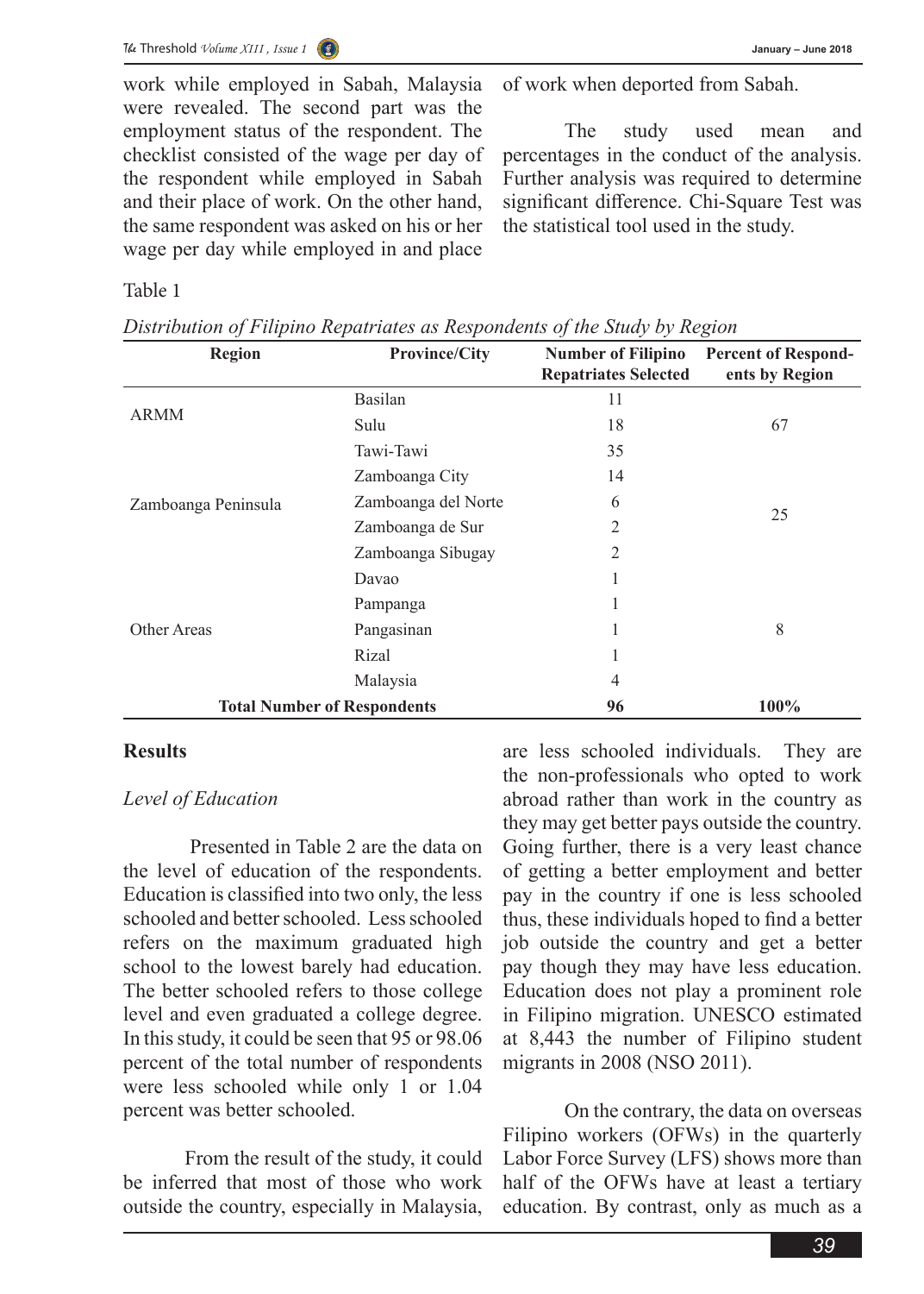work while employed in Sabah, Malaysia were revealed. The second part was the employment status of the respondent. The checklist consisted of the wage per day of the respondent while employed in Sabah and their place of work. On the other hand, the same respondent was asked on his or her wage per day while employed in and place of work when deported from Sabah.

The study used mean and percentages in the conduct of the analysis. Further analysis was required to determine significant difference. Chi-Square Test was the statistical tool used in the study.

Table 1

*Distribution of Filipino Repatriates as Respondents of the Study by Region*

| Region | Province/City | Number of Filipino Repatriates Selected | Percent of Respondents by Region |
|---|---|---|---|
| ARMM | Basilan | 11 | 67 |
| | Sulu | 18 | |
| | Tawi-Tawi | 35 | |
| Zamboanga Peninsula | Zamboanga City | 14 | 25 |
| | Zamboanga del Norte | 6 | |
| | Zamboanga de Sur | 2 | |
| | Zamboanga Sibugay | 2 | |
| Other Areas | Davao | 1 | 8 |
| | Pampanga | 1 | |
| | Pangasinan | 1 | |
| | Rizal | 1 | |
| | Malaysia | 4 | |
| **Total Number of Respondents** | | **96** | **100%** |

## Results

### *Level of Education*

Presented in Table 2 are the data on the level of education of the respondents. Education is classified into two only, the less schooled and better schooled. Less schooled refers on the maximum graduated high school to the lowest barely had education. The better schooled refers to those college level and even graduated a college degree. In this study, it could be seen that 95 or 98.06 percent of the total number of respondents were less schooled while only 1 or 1.04 percent was better schooled.

From the result of the study, it could be inferred that most of those who work outside the country, especially in Malaysia, are less schooled individuals. They are the non-professionals who opted to work abroad rather than work in the country as they may get better pays outside the country. Going further, there is a very least chance of getting a better employment and better pay in the country if one is less schooled thus, these individuals hoped to find a better job outside the country and get a better pay though they may have less education. Education does not play a prominent role in Filipino migration. UNESCO estimated at 8,443 the number of Filipino student migrants in 2008 (NSO 2011).

On the contrary, the data on overseas Filipino workers (OFWs) in the quarterly Labor Force Survey (LFS) shows more than half of the OFWs have at least a tertiary education. By contrast, only as much as a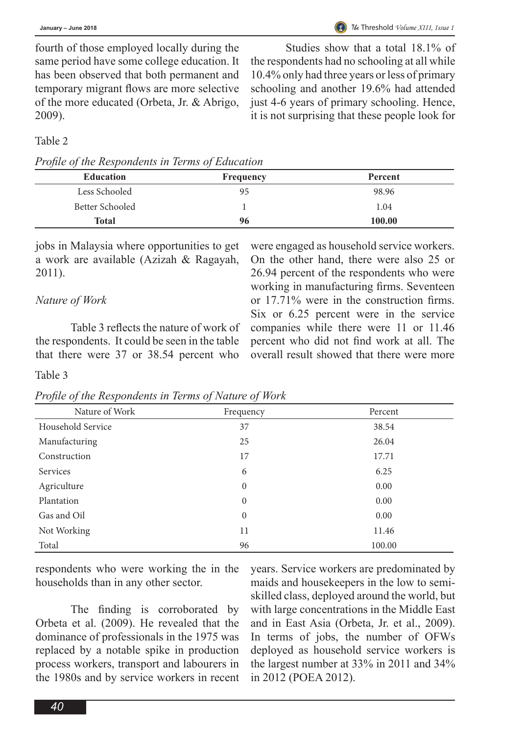fourth of those employed locally during the same period have some college education. It has been observed that both permanent and temporary migrant flows are more selective of the more educated (Orbeta, Jr. & Abrigo, 2009).

Studies show that a total 18.1% of the respondents had no schooling at all while 10.4% only had three years or less of primary schooling and another 19.6% had attended just 4-6 years of primary schooling. Hence, it is not surprising that these people look for jobs in Malaysia where opportunities to get a work are available (Azizah & Ragayah, 2011).

Table 2

*Profile of the Respondents in Terms of Education*

| Education | Frequency | Percent |
|---|---|---|
| Less Schooled | 95 | 98.96 |
| Better Schooled | 1 | 1.04 |
| **Total** | **96** | **100.00** |

*Nature of Work*

Table 3 reflects the nature of work of the respondents. It could be seen in the table that there were 37 or 38.54 percent who were engaged as household service workers. On the other hand, there were also 25 or 26.94 percent of the respondents who were working in manufacturing firms. Seventeen or 17.71% were in the construction firms. Six or 6.25 percent were in the service companies while there were 11 or 11.46 percent who did not find work at all. The overall result showed that there were more respondents who were working the in the households than in any other sector.

Table 3

*Profile of the Respondents in Terms of Nature of Work*

| Nature of Work | Frequency | Percent |
|---|---|---|
| Household Service | 37 | 38.54 |
| Manufacturing | 25 | 26.04 |
| Construction | 17 | 17.71 |
| Services | 6 | 6.25 |
| Agriculture | 0 | 0.00 |
| Plantation | 0 | 0.00 |
| Gas and Oil | 0 | 0.00 |
| Not Working | 11 | 11.46 |
| Total | 96 | 100.00 |

The finding is corroborated by Orbeta et al. (2009). He revealed that the dominance of professionals in the 1975 was replaced by a notable spike in production process workers, transport and labourers in the 1980s and by service workers in recent years. Service workers are predominated by maids and housekeepers in the low to semi-skilled class, deployed around the world, but with large concentrations in the Middle East and in East Asia (Orbeta, Jr. et al., 2009). In terms of jobs, the number of OFWs deployed as household service workers is the largest number at 33% in 2011 and 34% in 2012 (POEA 2012).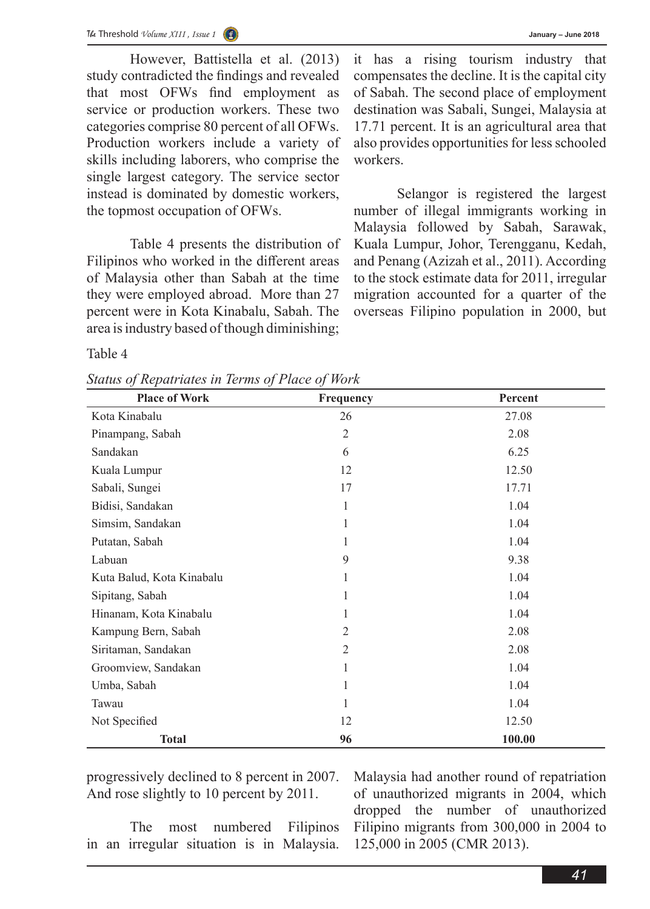However, Battistella et al. (2013) study contradicted the findings and revealed that most OFWs find employment as service or production workers. These two categories comprise 80 percent of all OFWs. Production workers include a variety of skills including laborers, who comprise the single largest category. The service sector instead is dominated by domestic workers, the topmost occupation of OFWs.

Table 4 presents the distribution of Filipinos who worked in the different areas of Malaysia other than Sabah at the time they were employed abroad. More than 27 percent were in Kota Kinabalu, Sabah. The area is industry based of though diminishing; it has a rising tourism industry that compensates the decline. It is the capital city of Sabah. The second place of employment destination was Sabali, Sungei, Malaysia at 17.71 percent. It is an agricultural area that also provides opportunities for less schooled workers.

Selangor is registered the largest number of illegal immigrants working in Malaysia followed by Sabah, Sarawak, Kuala Lumpur, Johor, Terengganu, Kedah, and Penang (Azizah et al., 2011). According to the stock estimate data for 2011, irregular migration accounted for a quarter of the overseas Filipino population in 2000, but progressively declined to 8 percent in 2007. And rose slightly to 10 percent by 2011.

Table 4

*Status of Repatriates in Terms of Place of Work*

| Place of Work | Frequency | Percent |
|---|---|---|
| Kota Kinabalu | 26 | 27.08 |
| Pinampang, Sabah | 2 | 2.08 |
| Sandakan | 6 | 6.25 |
| Kuala Lumpur | 12 | 12.50 |
| Sabali, Sungei | 17 | 17.71 |
| Bidisi, Sandakan | 1 | 1.04 |
| Simsim, Sandakan | 1 | 1.04 |
| Putatan, Sabah | 1 | 1.04 |
| Labuan | 9 | 9.38 |
| Kuta Balud, Kota Kinabalu | 1 | 1.04 |
| Sipitang, Sabah | 1 | 1.04 |
| Hinanam, Kota Kinabalu | 1 | 1.04 |
| Kampung Bern, Sabah | 2 | 2.08 |
| Siritaman, Sandakan | 2 | 2.08 |
| Groomview, Sandakan | 1 | 1.04 |
| Umba, Sabah | 1 | 1.04 |
| Tawau | 1 | 1.04 |
| Not Specified | 12 | 12.50 |
| **Total** | **96** | **100.00** |

The most numbered Filipinos in an irregular situation is in Malaysia. Malaysia had another round of repatriation of unauthorized migrants in 2004, which dropped the number of unauthorized Filipino migrants from 300,000 in 2004 to 125,000 in 2005 (CMR 2013).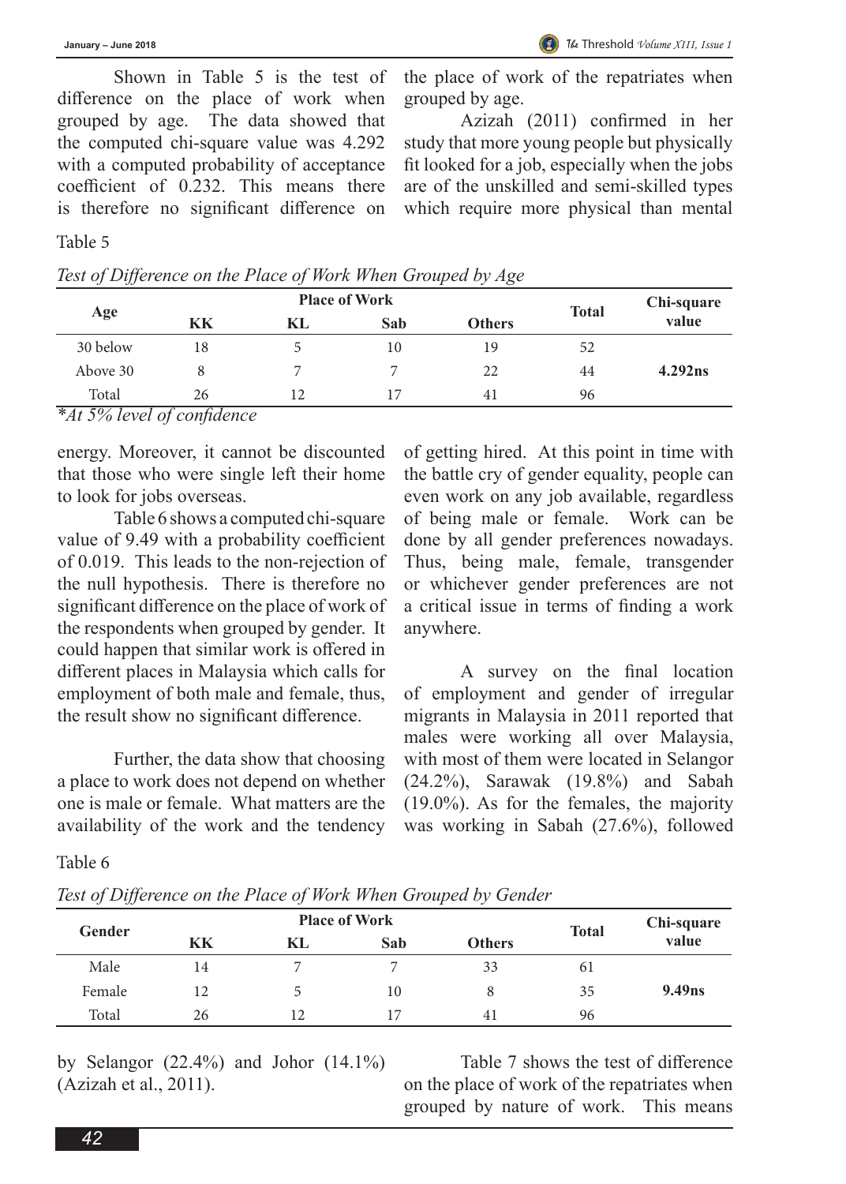Shown in Table 5 is the test of difference on the place of work when grouped by age. The data showed that the computed chi-square value was 4.292 with a computed probability of acceptance coefficient of 0.232. This means there is therefore no significant difference on the place of work of the repatriates when grouped by age.

Azizah (2011) confirmed in her study that more young people but physically fit looked for a job, especially when the jobs are of the unskilled and semi-skilled types which require more physical than mental energy. Moreover, it cannot be discounted that those who were single left their home to look for jobs overseas.

Table 5

*Test of Difference on the Place of Work When Grouped by Age*

| Age | Place of Work | | | | Total | Chi-square value |
|---|---|---|---|---|---|---|
| | KK | KL | Sab | Others | | |
| 30 below | 18 | 5 | 10 | 19 | 52 | |
| Above 30 | 8 | 7 | 7 | 22 | 44 | **4.292ns** |
| Total | 26 | 12 | 17 | 41 | 96 | |

*\*At 5% level of confidence*

Table 6 shows a computed chi-square value of 9.49 with a probability coefficient of 0.019. This leads to the non-rejection of the null hypothesis. There is therefore no significant difference on the place of work of the respondents when grouped by gender. It could happen that similar work is offered in different places in Malaysia which calls for employment of both male and female, thus, the result show no significant difference.

Further, the data show that choosing a place to work does not depend on whether one is male or female. What matters are the availability of the work and the tendency of getting hired. At this point in time with the battle cry of gender equality, people can even work on any job available, regardless of being male or female. Work can be done by all gender preferences nowadays. Thus, being male, female, transgender or whichever gender preferences are not a critical issue in terms of finding a work anywhere.

A survey on the final location of employment and gender of irregular migrants in Malaysia in 2011 reported that males were working all over Malaysia, with most of them were located in Selangor (24.2%), Sarawak (19.8%) and Sabah (19.0%). As for the females, the majority was working in Sabah (27.6%), followed by Selangor (22.4%) and Johor (14.1%) (Azizah et al., 2011).

Table 6

*Test of Difference on the Place of Work When Grouped by Gender*

| Gender | Place of Work | | | | Total | Chi-square value |
|---|---|---|---|---|---|---|
| | KK | KL | Sab | Others | | |
| Male | 14 | 7 | 7 | 33 | 61 | |
| Female | 12 | 5 | 10 | 8 | 35 | **9.49ns** |
| Total | 26 | 12 | 17 | 41 | 96 | |

Table 7 shows the test of difference on the place of work of the repatriates when grouped by nature of work. This means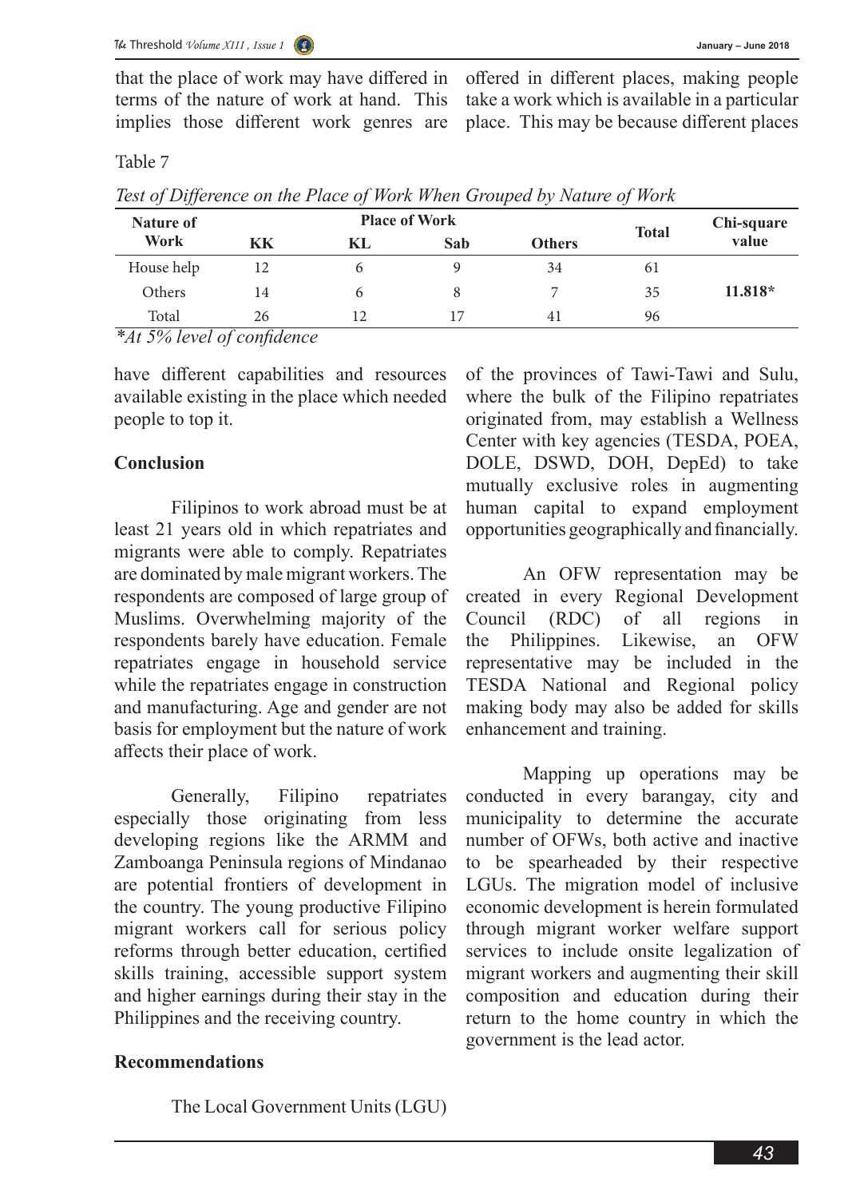that the place of work may have differed in terms of the nature of work at hand. This implies those different work genres are offered in different places, making people take a work which is available in a particular place. This may be because different places have different capabilities and resources available existing in the place which needed people to top it.

Table 7

*Test of Difference on the Place of Work When Grouped by Nature of Work*

| Nature of Work | Place of Work | | | | Total | Chi-square value |
|---|---|---|---|---|---|---|
| | KK | KL | Sab | Others | | |
| House help | 12 | 6 | 9 | 34 | 61 | |
| Others | 14 | 6 | 8 | 7 | 35 | **11.818*** |
| Total | 26 | 12 | 17 | 41 | 96 | |

*\*At 5% level of confidence*

## Conclusion

Filipinos to work abroad must be at least 21 years old in which repatriates and migrants were able to comply. Repatriates are dominated by male migrant workers. The respondents are composed of large group of Muslims. Overwhelming majority of the respondents barely have education. Female repatriates engage in household service while the repatriates engage in construction and manufacturing. Age and gender are not basis for employment but the nature of work affects their place of work.

Generally, Filipino repatriates especially those originating from less developing regions like the ARMM and Zamboanga Peninsula regions of Mindanao are potential frontiers of development in the country. The young productive Filipino migrant workers call for serious policy reforms through better education, certified skills training, accessible support system and higher earnings during their stay in the Philippines and the receiving country.

## Recommendations

The Local Government Units (LGU) of the provinces of Tawi-Tawi and Sulu, where the bulk of the Filipino repatriates originated from, may establish a Wellness Center with key agencies (TESDA, POEA, DOLE, DSWD, DOH, DepEd) to take mutually exclusive roles in augmenting human capital to expand employment opportunities geographically and financially.

An OFW representation may be created in every Regional Development Council (RDC) of all regions in the Philippines. Likewise, an OFW representative may be included in the TESDA National and Regional policy making body may also be added for skills enhancement and training.

Mapping up operations may be conducted in every barangay, city and municipality to determine the accurate number of OFWs, both active and inactive to be spearheaded by their respective LGUs. The migration model of inclusive economic development is herein formulated through migrant worker welfare support services to include onsite legalization of migrant workers and augmenting their skill composition and education during their return to the home country in which the government is the lead actor.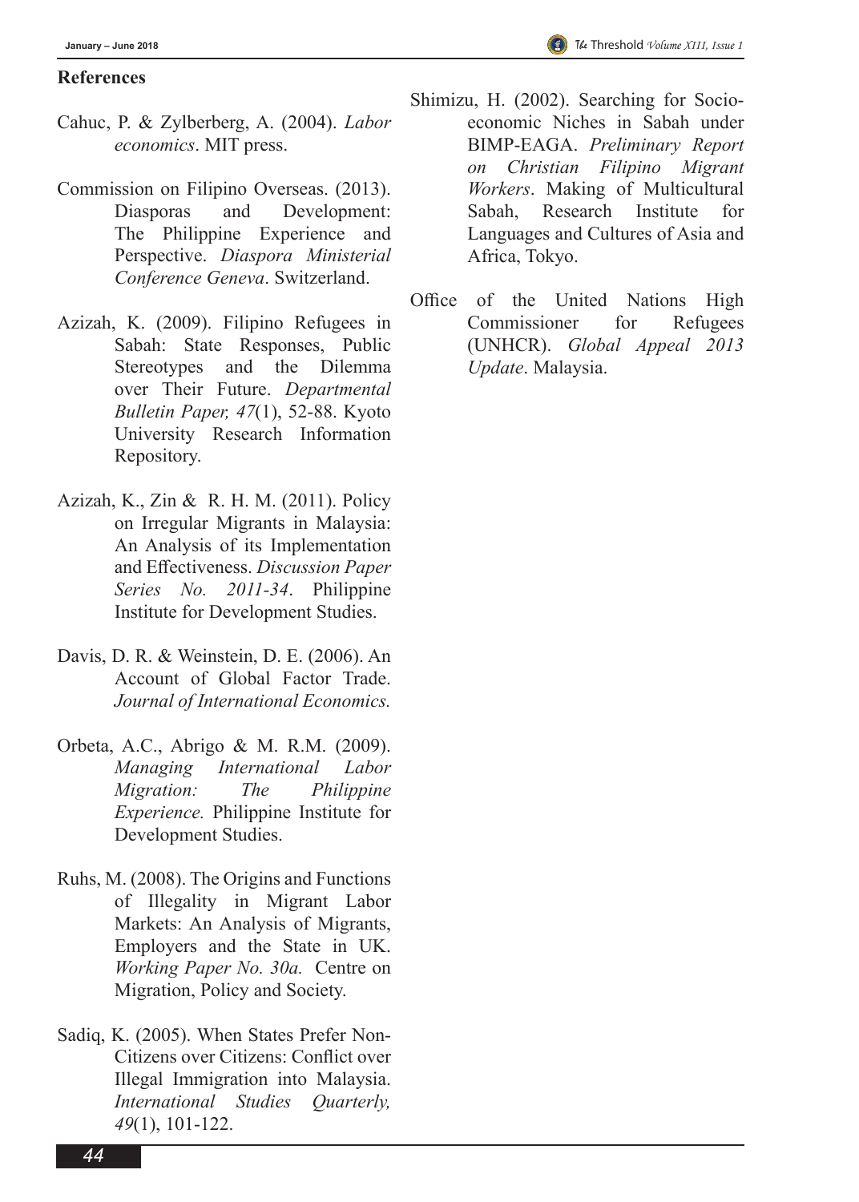## References

Cahuc, P. & Zylberberg, A. (2004). *Labor economics*. MIT press.

Commission on Filipino Overseas. (2013). Diasporas and Development: The Philippine Experience and Perspective. *Diaspora Ministerial Conference Geneva*. Switzerland.

Azizah, K. (2009). Filipino Refugees in Sabah: State Responses, Public Stereotypes and the Dilemma over Their Future. *Departmental Bulletin Paper, 47*(1), 52-88. Kyoto University Research Information Repository.

Azizah, K., Zin & R. H. M. (2011). Policy on Irregular Migrants in Malaysia: An Analysis of its Implementation and Effectiveness. *Discussion Paper Series No. 2011-34*. Philippine Institute for Development Studies.

Davis, D. R. & Weinstein, D. E. (2006). An Account of Global Factor Trade. *Journal of International Economics.*

Orbeta, A.C., Abrigo & M. R.M. (2009). *Managing International Labor Migration: The Philippine Experience.* Philippine Institute for Development Studies.

Ruhs, M. (2008). The Origins and Functions of Illegality in Migrant Labor Markets: An Analysis of Migrants, Employers and the State in UK. *Working Paper No. 30a.* Centre on Migration, Policy and Society.

Sadiq, K. (2005). When States Prefer Non-Citizens over Citizens: Conflict over Illegal Immigration into Malaysia. *International Studies Quarterly, 49*(1), 101-122.

Shimizu, H. (2002). Searching for Socio-economic Niches in Sabah under BIMP-EAGA. *Preliminary Report on Christian Filipino Migrant Workers*. Making of Multicultural Sabah, Research Institute for Languages and Cultures of Asia and Africa, Tokyo.

Office of the United Nations High Commissioner for Refugees (UNHCR). *Global Appeal 2013 Update*. Malaysia.